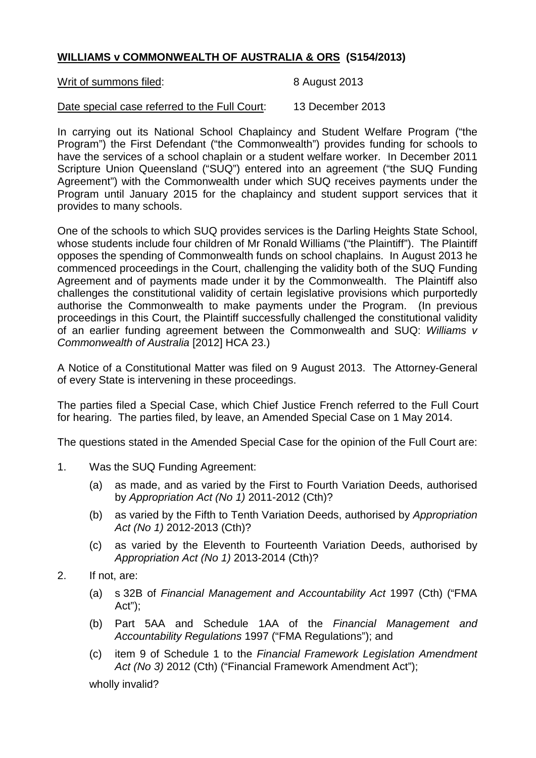**<u>WILLIAMS v COMMONWEALTH OF AUSTRALIA & ORS</u> (S154/2013)**

<u>Writ of summons filed</u>: 8 August 2013

<u>Date special case referred to the Full Court</u>: 13 December 2013

In carrying out its National School Chaplaincy and Student Welfare Program ("the Program") the First Defendant ("the Commonwealth") provides funding for schools to have the services of a school chaplain or a student welfare worker. In December 2011 Scripture Union Queensland ("SUQ") entered into an agreement ("the SUQ Funding Agreement") with the Commonwealth under which SUQ receives payments under the Program until January 2015 for the chaplaincy and student support services that it provides to many schools.

One of the schools to which SUQ provides services is the Darling Heights State School, whose students include four children of Mr Ronald Williams ("the Plaintiff"). The Plaintiff opposes the spending of Commonwealth funds on school chaplains. In August 2013 he commenced proceedings in the Court, challenging the validity both of the SUQ Funding Agreement and of payments made under it by the Commonwealth. The Plaintiff also challenges the constitutional validity of certain legislative provisions which purportedly authorise the Commonwealth to make payments under the Program. (In previous proceedings in this Court, the Plaintiff successfully challenged the constitutional validity of an earlier funding agreement between the Commonwealth and SUQ: *Williams v Commonwealth of Australia* [2012] HCA 23.)

A Notice of a Constitutional Matter was filed on 9 August 2013. The Attorney-General of every State is intervening in these proceedings.

The parties filed a Special Case, which Chief Justice French referred to the Full Court for hearing. The parties filed, by leave, an Amended Special Case on 1 May 2014.

The questions stated in the Amended Special Case for the opinion of the Full Court are:

1. Was the SUQ Funding Agreement:
   - (a) as made, and as varied by the First to Fourth Variation Deeds, authorised by *Appropriation Act (No 1)* 2011-2012 (Cth)?
   - (b) as varied by the Fifth to Tenth Variation Deeds, authorised by *Appropriation Act (No 1)* 2012-2013 (Cth)?
   - (c) as varied by the Eleventh to Fourteenth Variation Deeds, authorised by *Appropriation Act (No 1)* 2013-2014 (Cth)?
2. If not, are:
   - (a) s 32B of *Financial Management and Accountability Act* 1997 (Cth) ("FMA Act");
   - (b) Part 5AA and Schedule 1AA of the *Financial Management and Accountability Regulations* 1997 ("FMA Regulations"); and
   - (c) item 9 of Schedule 1 to the *Financial Framework Legislation Amendment Act (No 3)* 2012 (Cth) ("Financial Framework Amendment Act");

   wholly invalid?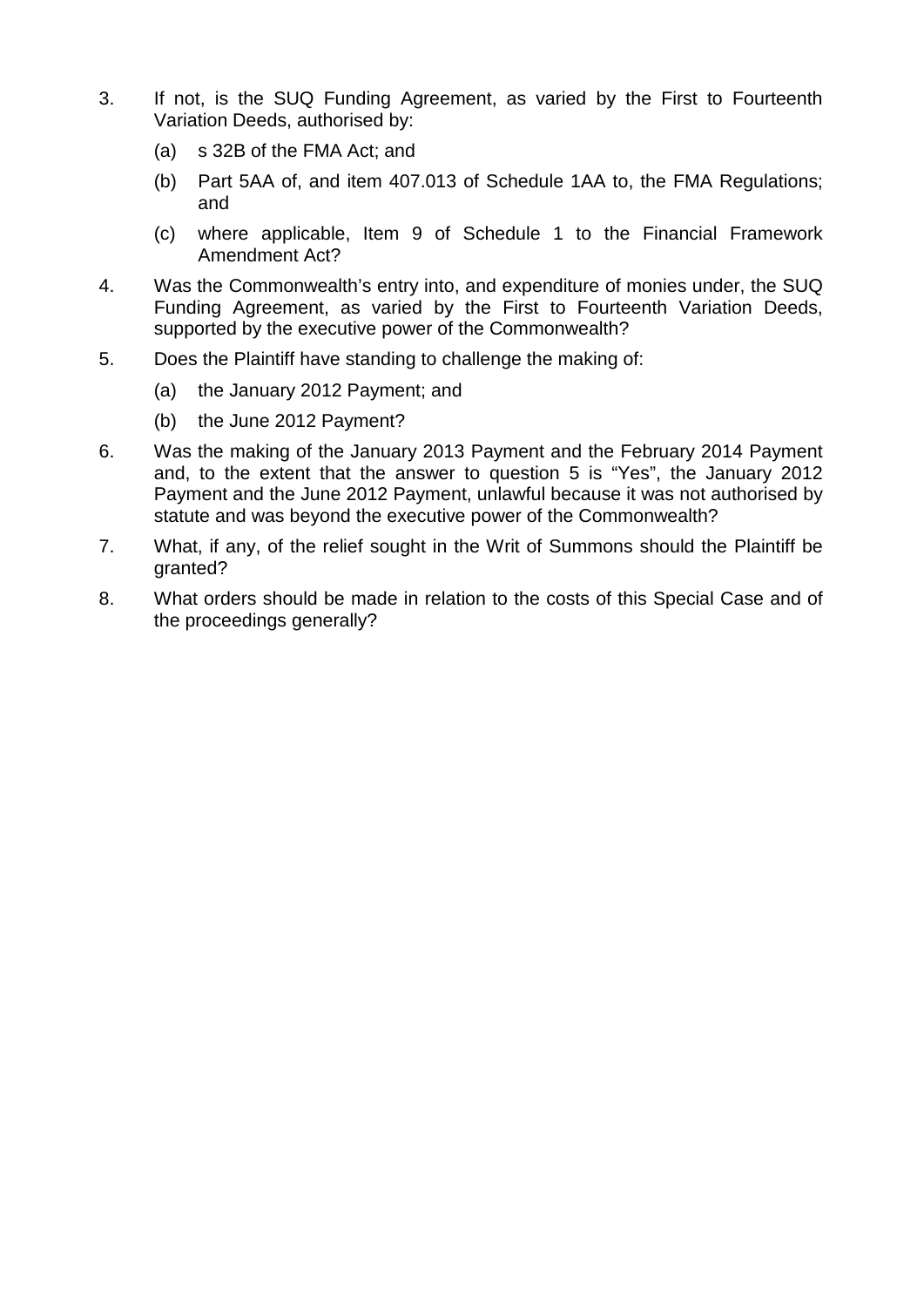3. If not, is the SUQ Funding Agreement, as varied by the First to Fourteenth Variation Deeds, authorised by:

   (a) s 32B of the FMA Act; and

   (b) Part 5AA of, and item 407.013 of Schedule 1AA to, the FMA Regulations; and

   (c) where applicable, Item 9 of Schedule 1 to the Financial Framework Amendment Act?

4. Was the Commonwealth's entry into, and expenditure of monies under, the SUQ Funding Agreement, as varied by the First to Fourteenth Variation Deeds, supported by the executive power of the Commonwealth?

5. Does the Plaintiff have standing to challenge the making of:

   (a) the January 2012 Payment; and

   (b) the June 2012 Payment?

6. Was the making of the January 2013 Payment and the February 2014 Payment and, to the extent that the answer to question 5 is "Yes", the January 2012 Payment and the June 2012 Payment, unlawful because it was not authorised by statute and was beyond the executive power of the Commonwealth?

7. What, if any, of the relief sought in the Writ of Summons should the Plaintiff be granted?

8. What orders should be made in relation to the costs of this Special Case and of the proceedings generally?